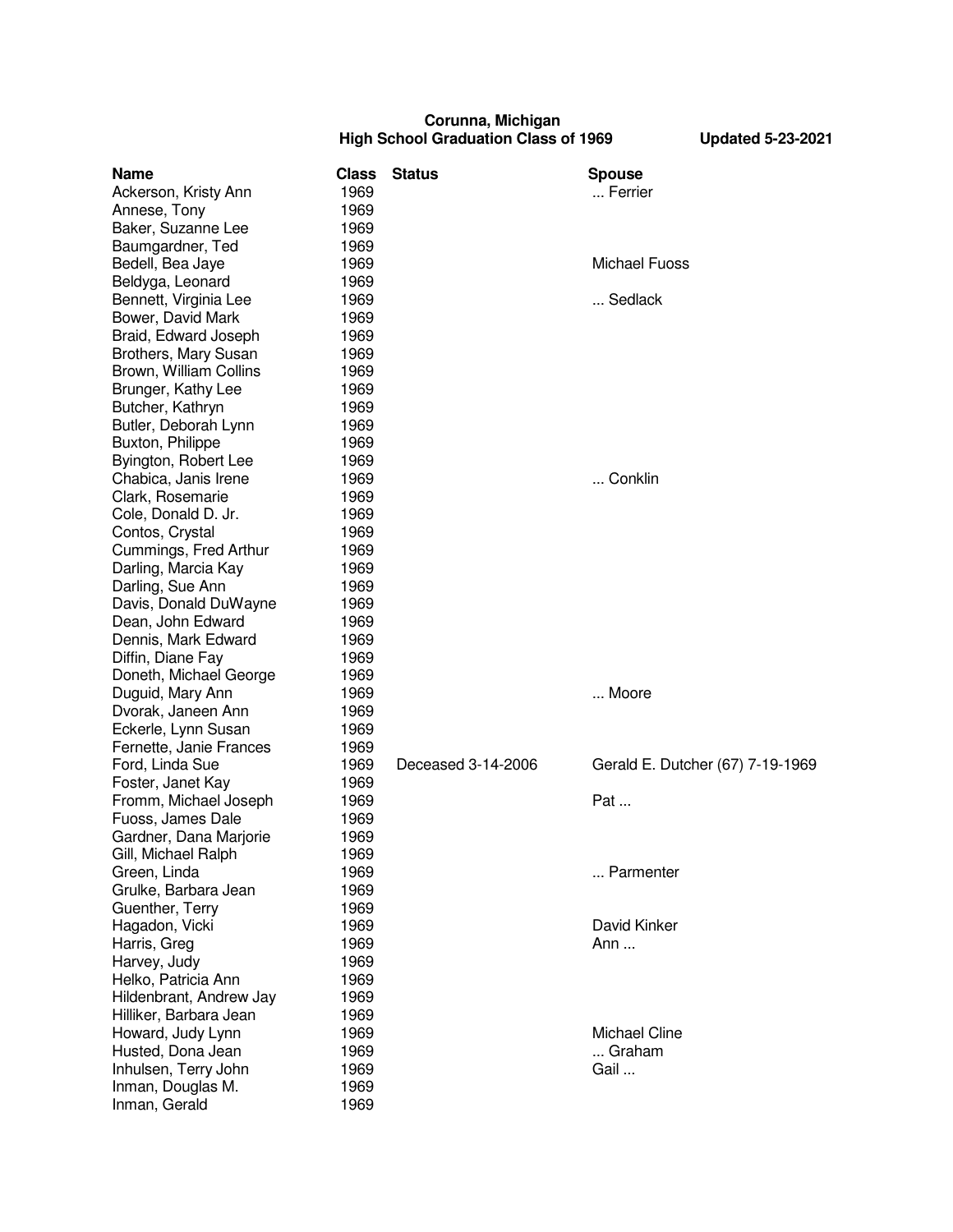**Corunna, Michigan**
**High School Graduation Class of 1969** **Updated 5-23-2021**

| Name | Class | Status | Spouse |
|---|---|---|---|
| Ackerson, Kristy Ann | 1969 | | ... Ferrier |
| Annese, Tony | 1969 | | |
| Baker, Suzanne Lee | 1969 | | |
| Baumgardner, Ted | 1969 | | |
| Bedell, Bea Jaye | 1969 | | Michael Fuoss |
| Beldyga, Leonard | 1969 | | |
| Bennett, Virginia Lee | 1969 | | ... Sedlack |
| Bower, David Mark | 1969 | | |
| Braid, Edward Joseph | 1969 | | |
| Brothers, Mary Susan | 1969 | | |
| Brown, William Collins | 1969 | | |
| Brunger, Kathy Lee | 1969 | | |
| Butcher, Kathryn | 1969 | | |
| Butler, Deborah Lynn | 1969 | | |
| Buxton, Philippe | 1969 | | |
| Byington, Robert Lee | 1969 | | |
| Chabica, Janis Irene | 1969 | | ... Conklin |
| Clark, Rosemarie | 1969 | | |
| Cole, Donald D. Jr. | 1969 | | |
| Contos, Crystal | 1969 | | |
| Cummings, Fred Arthur | 1969 | | |
| Darling, Marcia Kay | 1969 | | |
| Darling, Sue Ann | 1969 | | |
| Davis, Donald DuWayne | 1969 | | |
| Dean, John Edward | 1969 | | |
| Dennis, Mark Edward | 1969 | | |
| Diffin, Diane Fay | 1969 | | |
| Doneth, Michael George | 1969 | | |
| Duguid, Mary Ann | 1969 | | ... Moore |
| Dvorak, Janeen Ann | 1969 | | |
| Eckerle, Lynn Susan | 1969 | | |
| Fernette, Janie Frances | 1969 | | |
| Ford, Linda Sue | 1969 | Deceased 3-14-2006 | Gerald E. Dutcher (67) 7-19-1969 |
| Foster, Janet Kay | 1969 | | |
| Fromm, Michael Joseph | 1969 | | Pat ... |
| Fuoss, James Dale | 1969 | | |
| Gardner, Dana Marjorie | 1969 | | |
| Gill, Michael Ralph | 1969 | | |
| Green, Linda | 1969 | | ... Parmenter |
| Grulke, Barbara Jean | 1969 | | |
| Guenther, Terry | 1969 | | |
| Hagadon, Vicki | 1969 | | David Kinker |
| Harris, Greg | 1969 | | Ann ... |
| Harvey, Judy | 1969 | | |
| Helko, Patricia Ann | 1969 | | |
| Hildenbrant, Andrew Jay | 1969 | | |
| Hilliker, Barbara Jean | 1969 | | |
| Howard, Judy Lynn | 1969 | | Michael Cline |
| Husted, Dona Jean | 1969 | | ... Graham |
| Inhulsen, Terry John | 1969 | | Gail ... |
| Inman, Douglas M. | 1969 | | |
| Inman, Gerald | 1969 | | |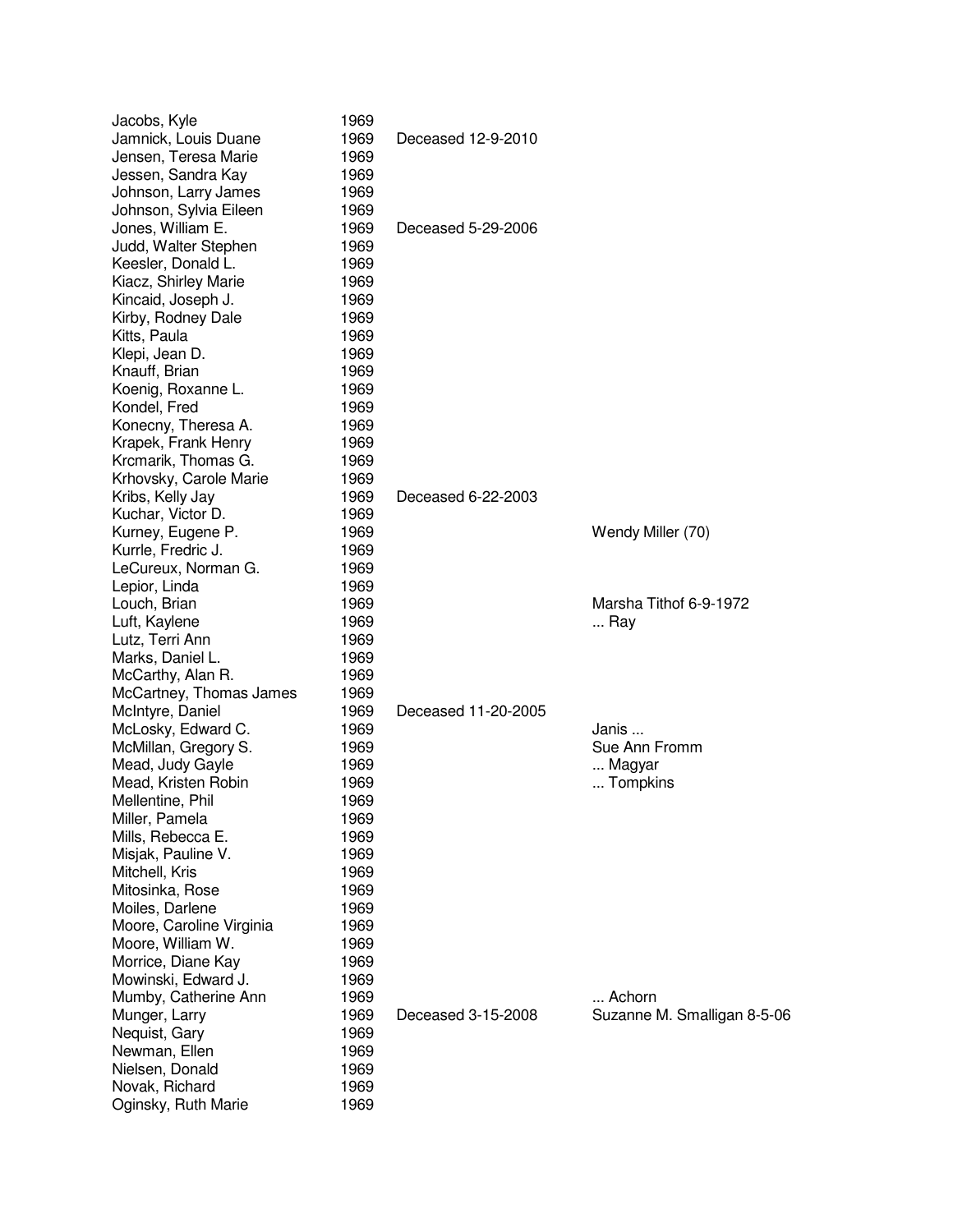| | | | |
|---|---|---|---|
| Jacobs, Kyle | 1969 | | |
| Jamnick, Louis Duane | 1969 | Deceased 12-9-2010 | |
| Jensen, Teresa Marie | 1969 | | |
| Jessen, Sandra Kay | 1969 | | |
| Johnson, Larry James | 1969 | | |
| Johnson, Sylvia Eileen | 1969 | | |
| Jones, William E. | 1969 | Deceased 5-29-2006 | |
| Judd, Walter Stephen | 1969 | | |
| Keesler, Donald L. | 1969 | | |
| Kiacz, Shirley Marie | 1969 | | |
| Kincaid, Joseph J. | 1969 | | |
| Kirby, Rodney Dale | 1969 | | |
| Kitts, Paula | 1969 | | |
| Klepi, Jean D. | 1969 | | |
| Knauff, Brian | 1969 | | |
| Koenig, Roxanne L. | 1969 | | |
| Kondel, Fred | 1969 | | |
| Konecny, Theresa A. | 1969 | | |
| Krapek, Frank Henry | 1969 | | |
| Krcmarik, Thomas G. | 1969 | | |
| Krhovsky, Carole Marie | 1969 | | |
| Kribs, Kelly Jay | 1969 | Deceased 6-22-2003 | |
| Kuchar, Victor D. | 1969 | | |
| Kurney, Eugene P. | 1969 | | Wendy Miller (70) |
| Kurrle, Fredric J. | 1969 | | |
| LeCureux, Norman G. | 1969 | | |
| Lepior, Linda | 1969 | | |
| Louch, Brian | 1969 | | Marsha Tithof 6-9-1972 |
| Luft, Kaylene | 1969 | | ... Ray |
| Lutz, Terri Ann | 1969 | | |
| Marks, Daniel L. | 1969 | | |
| McCarthy, Alan R. | 1969 | | |
| McCartney, Thomas James | 1969 | | |
| McIntyre, Daniel | 1969 | Deceased 11-20-2005 | |
| McLosky, Edward C. | 1969 | | Janis ... |
| McMillan, Gregory S. | 1969 | | Sue Ann Fromm |
| Mead, Judy Gayle | 1969 | | ... Magyar |
| Mead, Kristen Robin | 1969 | | ... Tompkins |
| Mellentine, Phil | 1969 | | |
| Miller, Pamela | 1969 | | |
| Mills, Rebecca E. | 1969 | | |
| Misjak, Pauline V. | 1969 | | |
| Mitchell, Kris | 1969 | | |
| Mitosinka, Rose | 1969 | | |
| Moiles, Darlene | 1969 | | |
| Moore, Caroline Virginia | 1969 | | |
| Moore, William W. | 1969 | | |
| Morrice, Diane Kay | 1969 | | |
| Mowinski, Edward J. | 1969 | | |
| Mumby, Catherine Ann | 1969 | | ... Achorn |
| Munger, Larry | 1969 | Deceased 3-15-2008 | Suzanne M. Smalligan 8-5-06 |
| Nequist, Gary | 1969 | | |
| Newman, Ellen | 1969 | | |
| Nielsen, Donald | 1969 | | |
| Novak, Richard | 1969 | | |
| Oginsky, Ruth Marie | 1969 | | |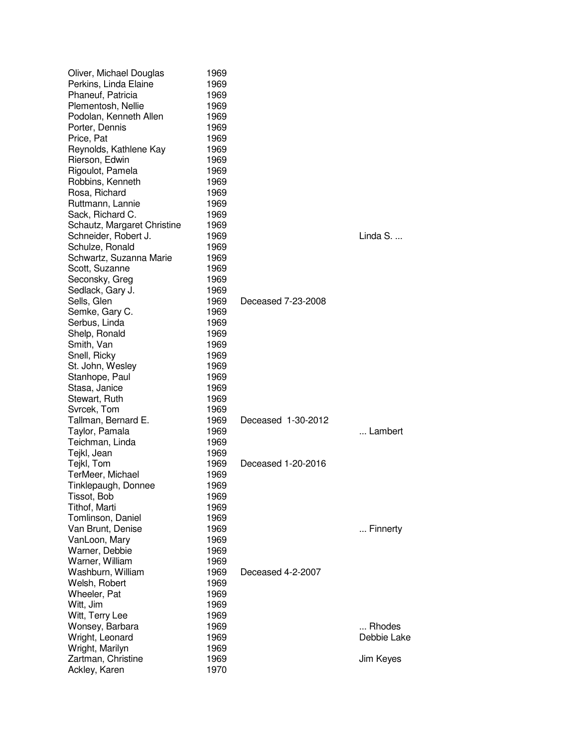| | | | |
|---|---|---|---|
| Oliver, Michael Douglas | 1969 | | |
| Perkins, Linda Elaine | 1969 | | |
| Phaneuf, Patricia | 1969 | | |
| Plementosh, Nellie | 1969 | | |
| Podolan, Kenneth Allen | 1969 | | |
| Porter, Dennis | 1969 | | |
| Price, Pat | 1969 | | |
| Reynolds, Kathlene Kay | 1969 | | |
| Rierson, Edwin | 1969 | | |
| Rigoulot, Pamela | 1969 | | |
| Robbins, Kenneth | 1969 | | |
| Rosa, Richard | 1969 | | |
| Ruttmann, Lannie | 1969 | | |
| Sack, Richard C. | 1969 | | |
| Schautz, Margaret Christine | 1969 | | |
| Schneider, Robert J. | 1969 | | Linda S. ... |
| Schulze, Ronald | 1969 | | |
| Schwartz, Suzanna Marie | 1969 | | |
| Scott, Suzanne | 1969 | | |
| Seconsky, Greg | 1969 | | |
| Sedlack, Gary J. | 1969 | | |
| Sells, Glen | 1969 | Deceased 7-23-2008 | |
| Semke, Gary C. | 1969 | | |
| Serbus, Linda | 1969 | | |
| Shelp, Ronald | 1969 | | |
| Smith, Van | 1969 | | |
| Snell, Ricky | 1969 | | |
| St. John, Wesley | 1969 | | |
| Stanhope, Paul | 1969 | | |
| Stasa, Janice | 1969 | | |
| Stewart, Ruth | 1969 | | |
| Svrcek, Tom | 1969 | | |
| Tallman, Bernard E. | 1969 | Deceased 1-30-2012 | |
| Taylor, Pamala | 1969 | | ... Lambert |
| Teichman, Linda | 1969 | | |
| Tejkl, Jean | 1969 | | |
| Tejkl, Tom | 1969 | Deceased 1-20-2016 | |
| TerMeer, Michael | 1969 | | |
| Tinklepaugh, Donnee | 1969 | | |
| Tissot, Bob | 1969 | | |
| Tithof, Marti | 1969 | | |
| Tomlinson, Daniel | 1969 | | |
| Van Brunt, Denise | 1969 | | ... Finnerty |
| VanLoon, Mary | 1969 | | |
| Warner, Debbie | 1969 | | |
| Warner, William | 1969 | | |
| Washburn, William | 1969 | Deceased 4-2-2007 | |
| Welsh, Robert | 1969 | | |
| Wheeler, Pat | 1969 | | |
| Witt, Jim | 1969 | | |
| Witt, Terry Lee | 1969 | | |
| Wonsey, Barbara | 1969 | | ... Rhodes |
| Wright, Leonard | 1969 | | Debbie Lake |
| Wright, Marilyn | 1969 | | |
| Zartman, Christine | 1969 | | Jim Keyes |
| Ackley, Karen | 1970 | | |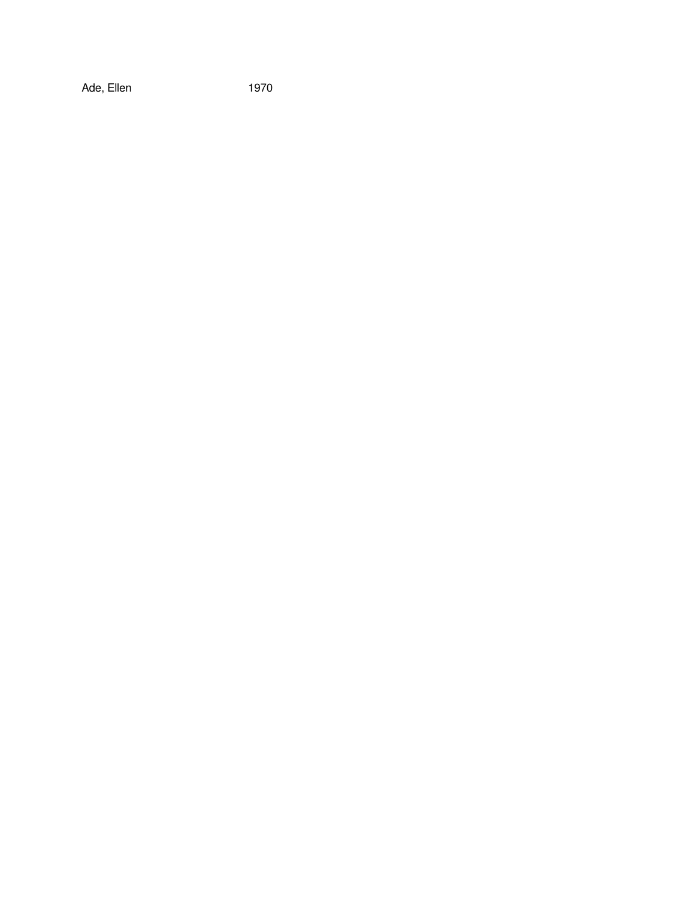| | |
|---|---|
| Ade, Ellen | 1970 |